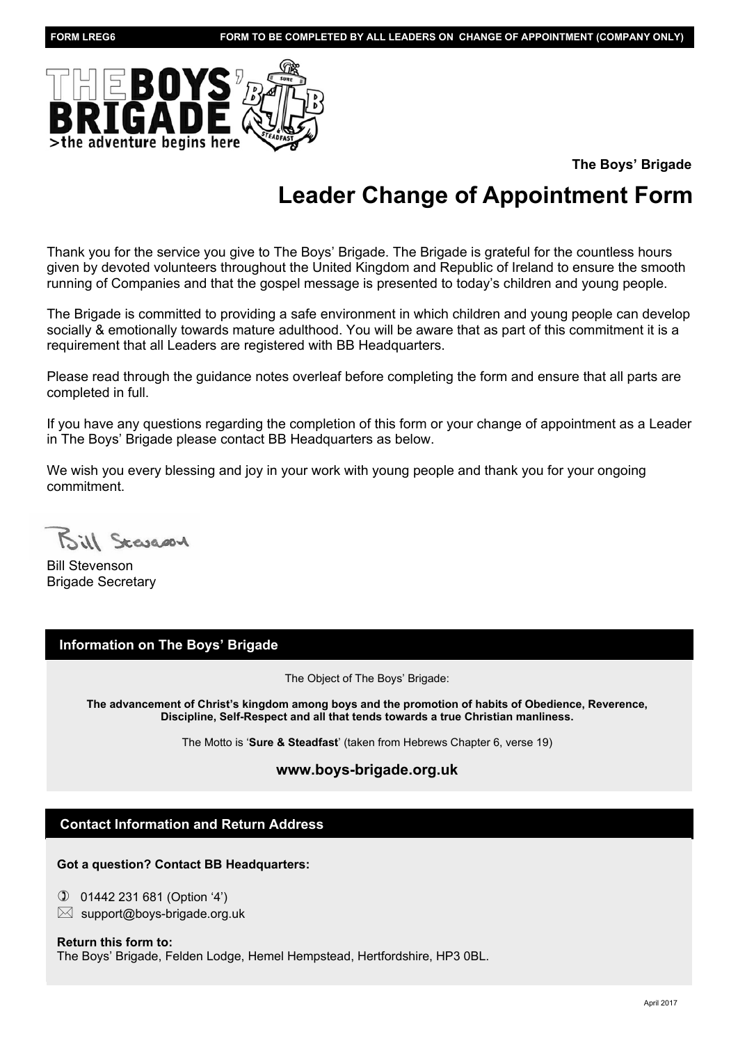FORM LREG6 FORM TO BE COMPLETED BY ALL LEADERS ON CHANGE OF APPOINTMENT (COMPANY ONLY)

**The Boys' Brigade**

# Leader Change of Appointment Form

Thank you for the service you give to The Boys' Brigade. The Brigade is grateful for the countless hours given by devoted volunteers throughout the United Kingdom and Republic of Ireland to ensure the smooth running of Companies and that the gospel message is presented to today's children and young people.

The Brigade is committed to providing a safe environment in which children and young people can develop socially & emotionally towards mature adulthood. You will be aware that as part of this commitment it is a requirement that all Leaders are registered with BB Headquarters.

Please read through the guidance notes overleaf before completing the form and ensure that all parts are completed in full.

If you have any questions regarding the completion of this form or your change of appointment as a Leader in The Boys' Brigade please contact BB Headquarters as below.

We wish you every blessing and joy in your work with young people and thank you for your ongoing commitment.

Bill Stevenson
Brigade Secretary

## Information on The Boys' Brigade

The Object of The Boys' Brigade:

**The advancement of Christ's kingdom among boys and the promotion of habits of Obedience, Reverence, Discipline, Self-Respect and all that tends towards a true Christian manliness.**

The Motto is '**Sure & Steadfast**' (taken from Hebrews Chapter 6, verse 19)

**www.boys-brigade.org.uk**

## Contact Information and Return Address

**Got a question? Contact BB Headquarters:**

- 01442 231 681 (Option '4')
- support@boys-brigade.org.uk

**Return this form to:**
The Boys' Brigade, Felden Lodge, Hemel Hempstead, Hertfordshire, HP3 0BL.

April 2017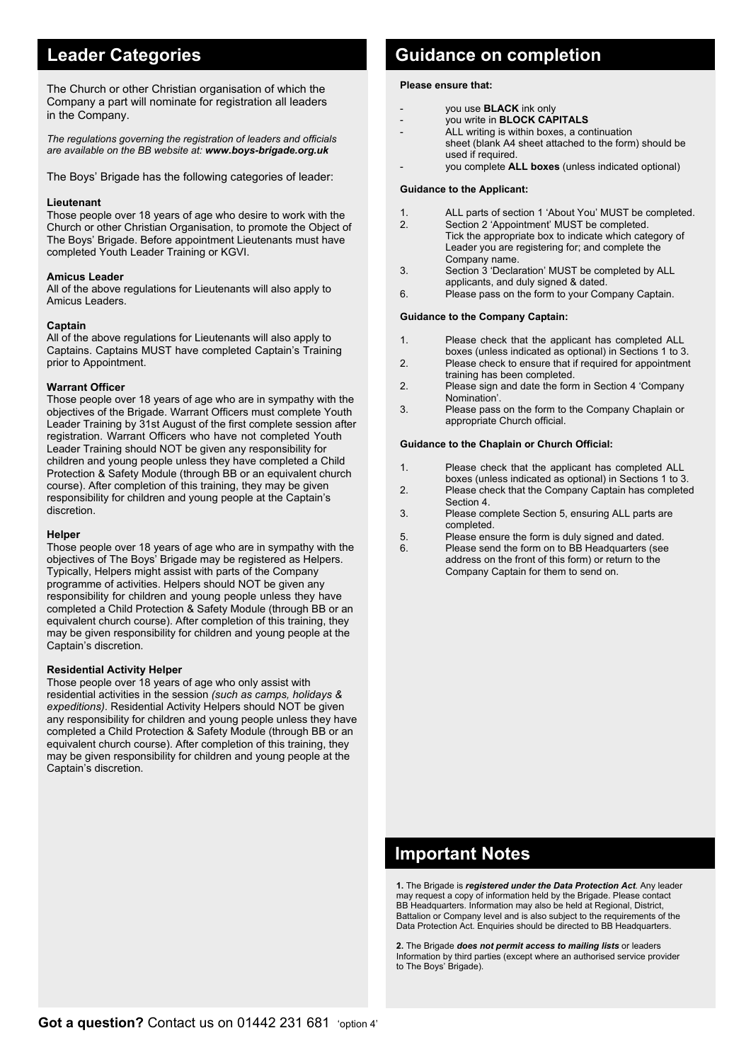## Leader Categories

The Church or other Christian organisation of which the Company a part will nominate for registration all leaders in the Company.

*The regulations governing the registration of leaders and officials are available on the BB website at:* ***www.boys-brigade.org.uk***

The Boys' Brigade has the following categories of leader:

**Lieutenant**
Those people over 18 years of age who desire to work with the Church or other Christian Organisation, to promote the Object of The Boys' Brigade. Before appointment Lieutenants must have completed Youth Leader Training or KGVI.

**Amicus Leader**
All of the above regulations for Lieutenants will also apply to Amicus Leaders.

**Captain**
All of the above regulations for Lieutenants will also apply to Captains. Captains MUST have completed Captain's Training prior to Appointment.

**Warrant Officer**
Those people over 18 years of age who are in sympathy with the objectives of the Brigade. Warrant Officers must complete Youth Leader Training by 31st August of the first complete session after registration. Warrant Officers who have not completed Youth Leader Training should NOT be given any responsibility for children and young people unless they have completed a Child Protection & Safety Module (through BB or an equivalent church course). After completion of this training, they may be given responsibility for children and young people at the Captain's discretion.

**Helper**
Those people over 18 years of age who are in sympathy with the objectives of The Boys' Brigade may be registered as Helpers. Typically, Helpers might assist with parts of the Company programme of activities. Helpers should NOT be given any responsibility for children and young people unless they have completed a Child Protection & Safety Module (through BB or an equivalent church course). After completion of this training, they may be given responsibility for children and young people at the Captain's discretion.

**Residential Activity Helper**
Those people over 18 years of age who only assist with residential activities in the session *(such as camps, holidays & expeditions)*. Residential Activity Helpers should NOT be given any responsibility for children and young people unless they have completed a Child Protection & Safety Module (through BB or an equivalent church course). After completion of this training, they may be given responsibility for children and young people at the Captain's discretion.

## Guidance on completion

**Please ensure that:**

- you use **BLACK** ink only
- you write in **BLOCK CAPITALS**
- ALL writing is within boxes, a continuation sheet (blank A4 sheet attached to the form) should be used if required.
- you complete **ALL boxes** (unless indicated optional)

**Guidance to the Applicant:**

1. ALL parts of section 1 'About You' MUST be completed.
2. Section 2 'Appointment' MUST be completed. Tick the appropriate box to indicate which category of Leader you are registering for; and complete the Company name.
3. Section 3 'Declaration' MUST be completed by ALL applicants, and duly signed & dated.
6. Please pass on the form to your Company Captain.

**Guidance to the Company Captain:**

1. Please check that the applicant has completed ALL boxes (unless indicated as optional) in Sections 1 to 3.
2. Please check to ensure that if required for appointment training has been completed.
2. Please sign and date the form in Section 4 'Company Nomination'.
3. Please pass on the form to the Company Chaplain or appropriate Church official.

**Guidance to the Chaplain or Church Official:**

1. Please check that the applicant has completed ALL boxes (unless indicated as optional) in Sections 1 to 3.
2. Please check that the Company Captain has completed Section 4.
3. Please complete Section 5, ensuring ALL parts are completed.
5. Please ensure the form is duly signed and dated.
6. Please send the form on to BB Headquarters (see address on the front of this form) or return to the Company Captain for them to send on.

## Important Notes

**1.** The Brigade is ***registered under the Data Protection Act***. Any leader may request a copy of information held by the Brigade. Please contact BB Headquarters. Information may also be held at Regional, District, Battalion or Company level and is also subject to the requirements of the Data Protection Act. Enquiries should be directed to BB Headquarters.

**2.** The Brigade ***does not permit access to mailing lists*** or leaders Information by third parties (except where an authorised service provider to The Boys' Brigade).

**Got a question?** Contact us on 01442 231 681 'option 4'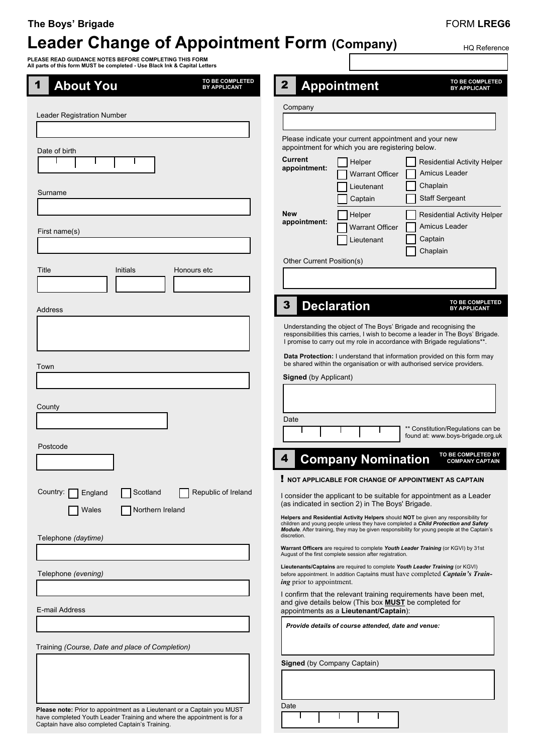The Boys' Brigade

FORM **LREG6**

# Leader Change of Appointment Form (Company)

HQ Reference

**PLEASE READ GUIDANCE NOTES BEFORE COMPLETING THIS FORM**
**All parts of this form MUST be completed - Use Black Ink & Capital Letters**

## 1 About You

**TO BE COMPLETED BY APPLICANT**

Leader Registration Number

Date of birth

Surname

First name(s)

Title | Initials | Honours etc

Address

Town

County

Postcode

Country: ☐ England ☐ Scotland ☐ Republic of Ireland ☐ Wales ☐ Northern Ireland

Telephone *(daytime)*

Telephone *(evening)*

E-mail Address

Training *(Course, Date and place of Completion)*

**Please note:** Prior to appointment as a Lieutenant or a Captain you MUST have completed Youth Leader Training and where the appointment is for a Captain have also completed Captain's Training.

## 2 Appointment

**TO BE COMPLETED BY APPLICANT**

Company

Please indicate your current appointment and your new appointment for which you are registering below.

**Current appointment:**
- ☐ Helper
- ☐ Warrant Officer
- ☐ Lieutenant
- ☐ Captain
- ☐ Residential Activity Helper
- ☐ Amicus Leader
- ☐ Chaplain
- ☐ Staff Sergeant

**New appointment:**
- ☐ Helper
- ☐ Warrant Officer
- ☐ Lieutenant
- ☐ Residential Activity Helper
- ☐ Amicus Leader
- ☐ Captain
- ☐ Chaplain

Other Current Position(s)

## 3 Declaration

**TO BE COMPLETED BY APPLICANT**

Understanding the object of The Boys' Brigade and recognising the responsibilities this carries, I wish to become a leader in The Boys' Brigade. I promise to carry out my role in accordance with Brigade regulations**.

**Data Protection:** I understand that information provided on this form may be shared within the organisation or with authorised service providers.

**Signed** (by Applicant)

Date

** Constitution/Regulations can be found at: www.boys-brigade.org.uk

## 4 Company Nomination

**TO BE COMPLETED BY COMPANY CAPTAIN**

**! NOT APPLICABLE FOR CHANGE OF APPOINTMENT AS CAPTAIN**

I consider the applicant to be suitable for appointment as a Leader (as indicated in section 2) in The Boys' Brigade.

**Helpers and Residential Activity Helpers** should **NOT** be given any responsibility for children and young people unless they have completed a ***Child Protection and Safety Module***. After training, they may be given responsibility for young people at the Captain's discretion.

**Warrant Officers** are required to complete ***Youth Leader Training*** (or KGVI) by 31st August of the first complete session after registration.

**Lieutenants/Captains** are required to complete ***Youth Leader Training*** (or KGVI) before appointment. In addition Captains must have completed ***Captain's Training*** prior to appointment.

I confirm that the relevant training requirements have been met, and give details below (This box **MUST** be completed for appointments as a **Lieutenant/Captain**):

***Provide details of course attended, date and venue:***

**Signed** (by Company Captain)

Date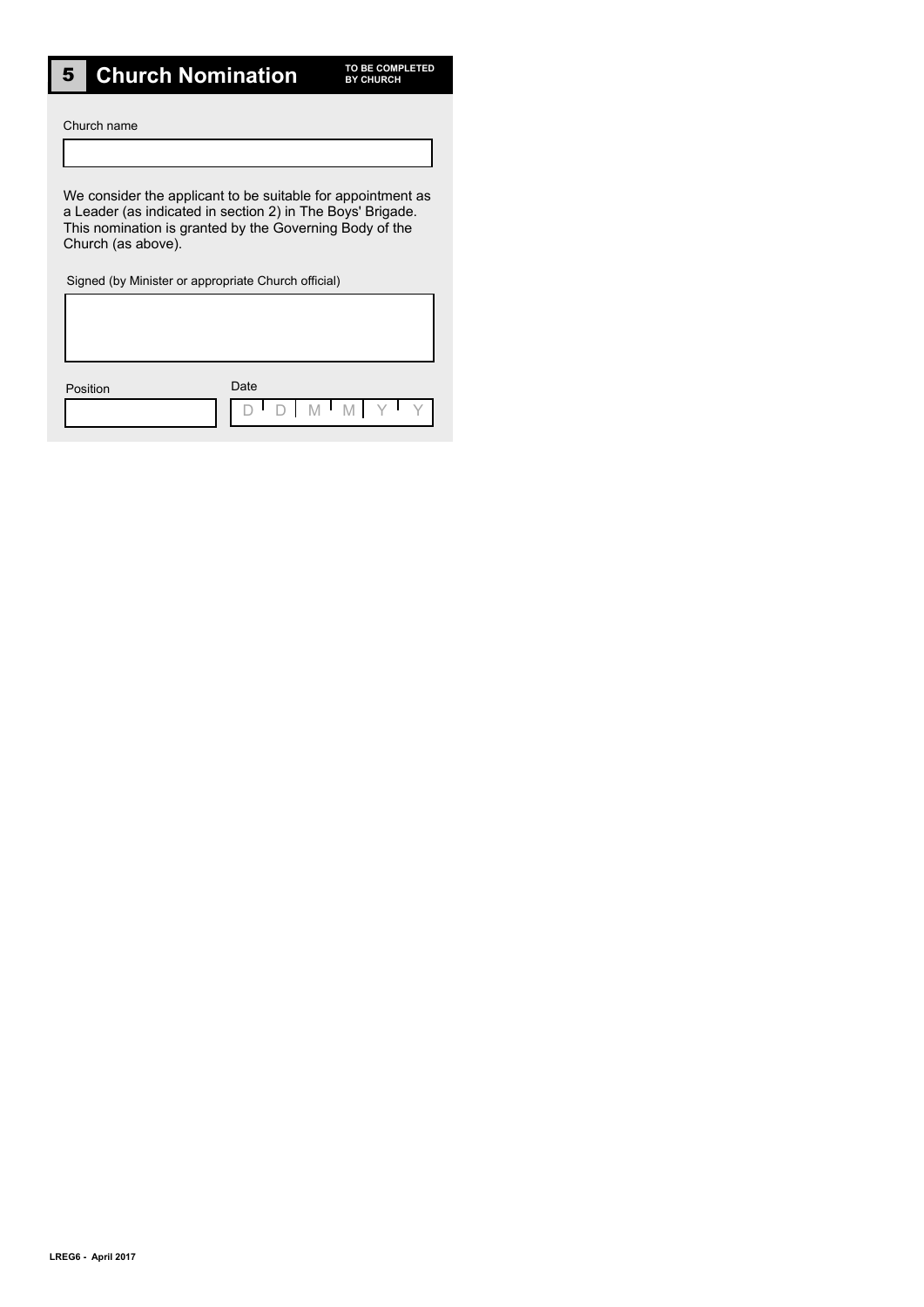## 5 Church Nomination

**TO BE COMPLETED BY CHURCH**

Church name

We consider the applicant to be suitable for appointment as a Leader (as indicated in section 2) in The Boys' Brigade. This nomination is granted by the Governing Body of the Church (as above).

Signed (by Minister or appropriate Church official)

Position

Date

D D M M Y Y

LREG6 - April 2017